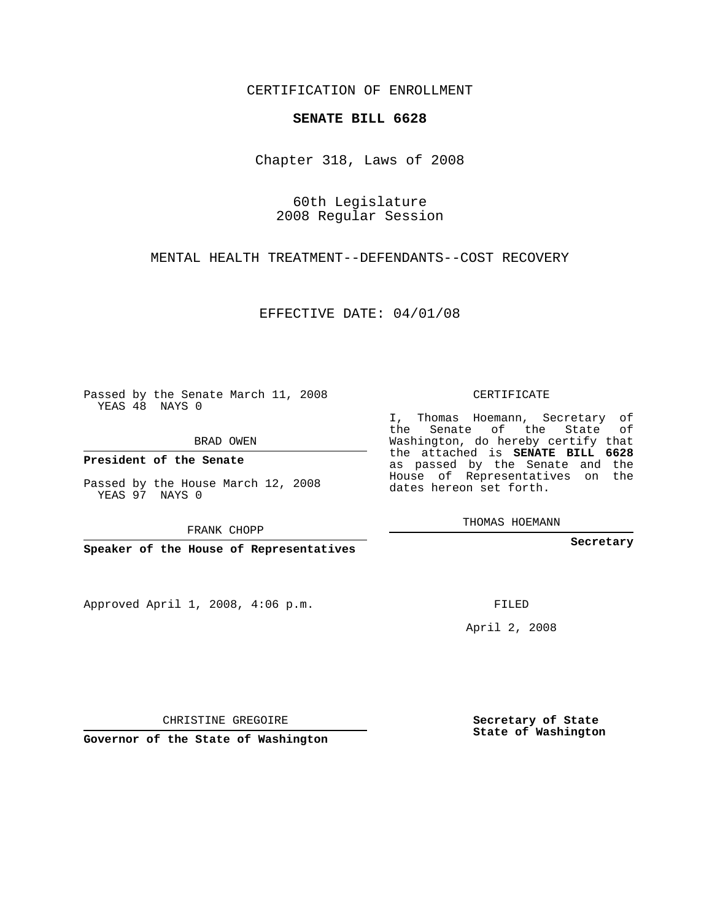CERTIFICATION OF ENROLLMENT

**SENATE BILL 6628**

Chapter 318, Laws of 2008

60th Legislature
2008 Regular Session

MENTAL HEALTH TREATMENT--DEFENDANTS--COST RECOVERY

EFFECTIVE DATE: 04/01/08

Passed by the Senate March 11, 2008
YEAS 48 NAYS 0

BRAD OWEN

**President of the Senate**

Passed by the House March 12, 2008
YEAS 97 NAYS 0

FRANK CHOPP

**Speaker of the House of Representatives**

Approved April 1, 2008, 4:06 p.m.

CHRISTINE GREGOIRE

**Governor of the State of Washington**

CERTIFICATE

I, Thomas Hoemann, Secretary of the Senate of the State of Washington, do hereby certify that the attached is **SENATE BILL 6628** as passed by the Senate and the House of Representatives on the dates hereon set forth.

THOMAS HOEMANN

**Secretary**

FILED

April 2, 2008

**Secretary of State**
**State of Washington**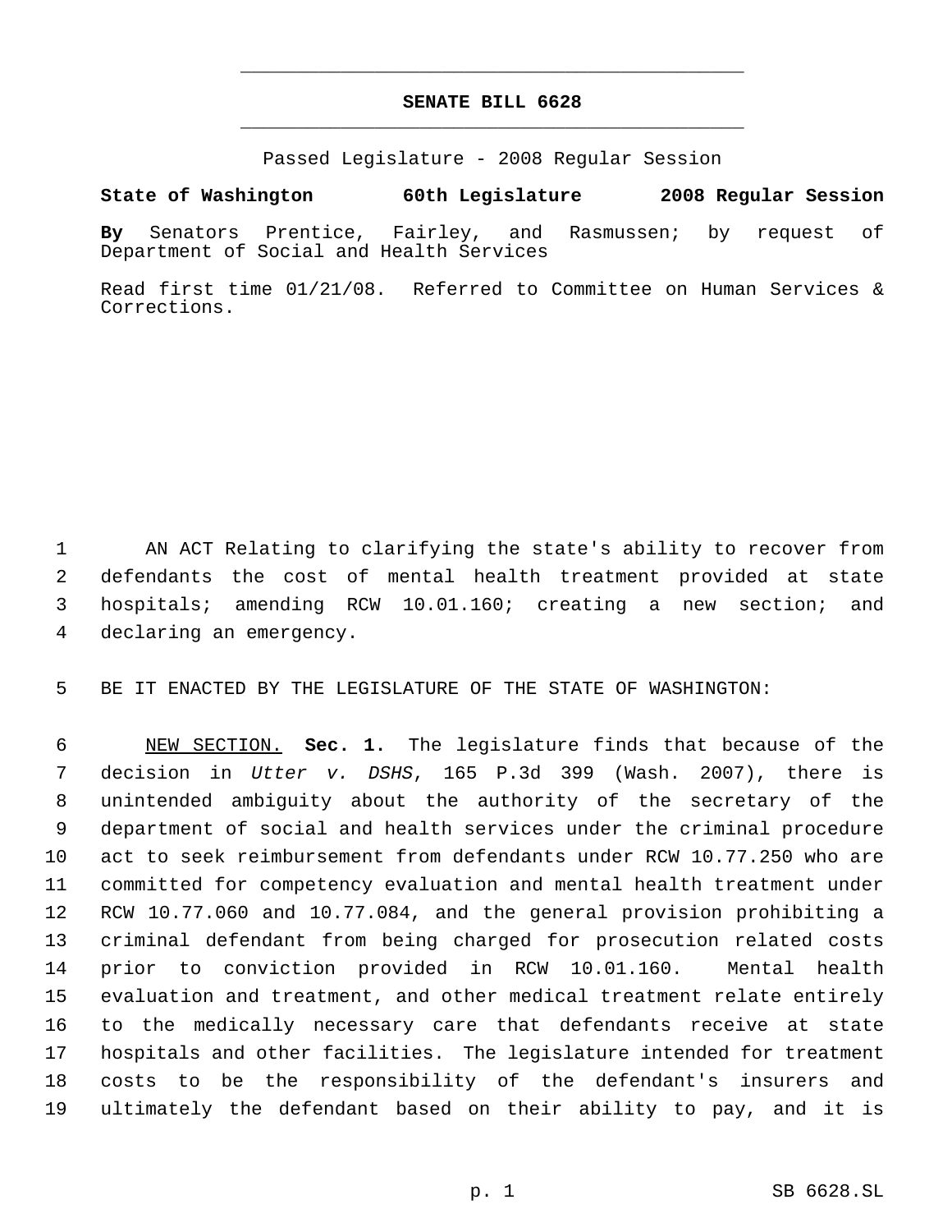# SENATE BILL 6628

Passed Legislature - 2008 Regular Session

**State of Washington 60th Legislature 2008 Regular Session**

**By** Senators Prentice, Fairley, and Rasmussen; by request of Department of Social and Health Services

Read first time 01/21/08. Referred to Committee on Human Services & Corrections.

AN ACT Relating to clarifying the state's ability to recover from defendants the cost of mental health treatment provided at state hospitals; amending RCW 10.01.160; creating a new section; and declaring an emergency.

BE IT ENACTED BY THE LEGISLATURE OF THE STATE OF WASHINGTON:

NEW SECTION. **Sec. 1.** The legislature finds that because of the decision in *Utter v. DSHS*, 165 P.3d 399 (Wash. 2007), there is unintended ambiguity about the authority of the secretary of the department of social and health services under the criminal procedure act to seek reimbursement from defendants under RCW 10.77.250 who are committed for competency evaluation and mental health treatment under RCW 10.77.060 and 10.77.084, and the general provision prohibiting a criminal defendant from being charged for prosecution related costs prior to conviction provided in RCW 10.01.160. Mental health evaluation and treatment, and other medical treatment relate entirely to the medically necessary care that defendants receive at state hospitals and other facilities. The legislature intended for treatment costs to be the responsibility of the defendant's insurers and ultimately the defendant based on their ability to pay, and it is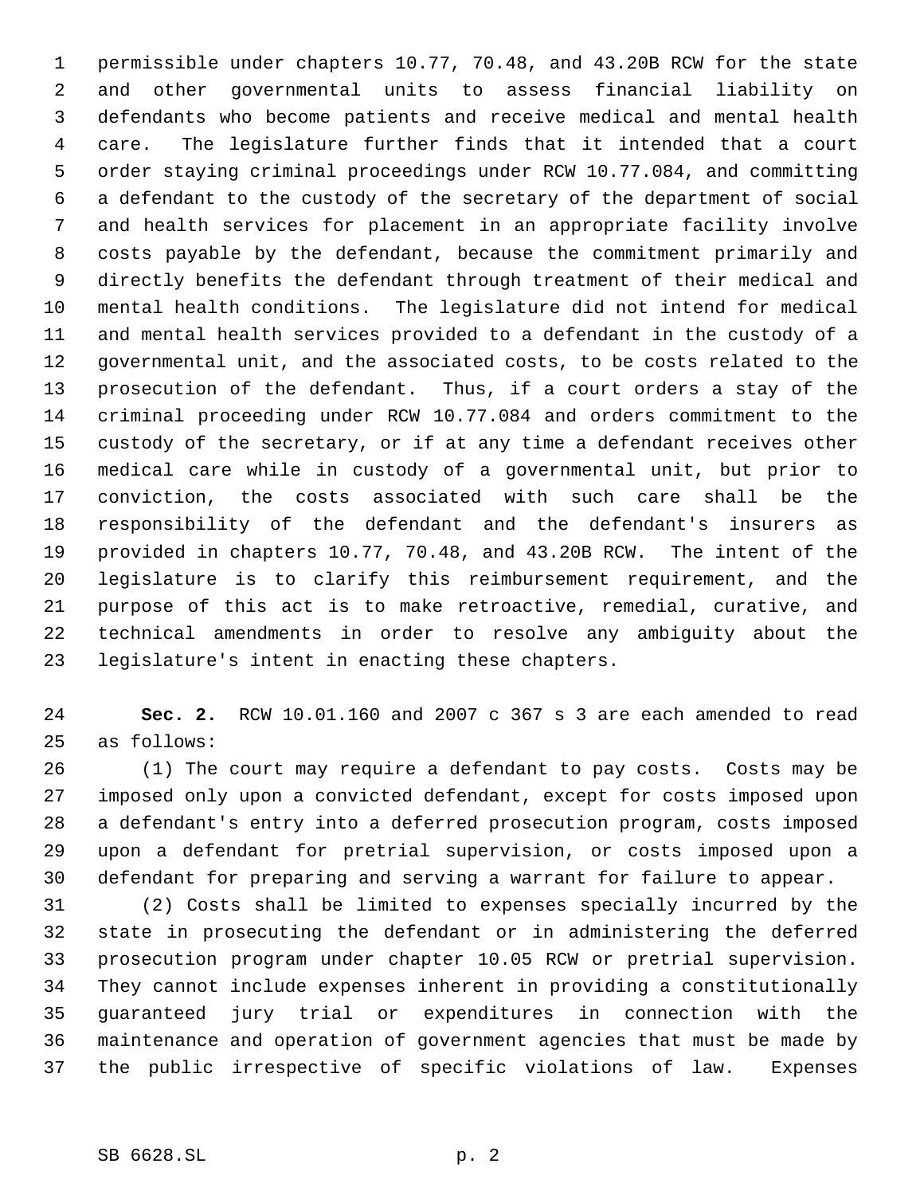permissible under chapters 10.77, 70.48, and 43.20B RCW for the state and other governmental units to assess financial liability on defendants who become patients and receive medical and mental health care. The legislature further finds that it intended that a court order staying criminal proceedings under RCW 10.77.084, and committing a defendant to the custody of the secretary of the department of social and health services for placement in an appropriate facility involve costs payable by the defendant, because the commitment primarily and directly benefits the defendant through treatment of their medical and mental health conditions. The legislature did not intend for medical and mental health services provided to a defendant in the custody of a governmental unit, and the associated costs, to be costs related to the prosecution of the defendant. Thus, if a court orders a stay of the criminal proceeding under RCW 10.77.084 and orders commitment to the custody of the secretary, or if at any time a defendant receives other medical care while in custody of a governmental unit, but prior to conviction, the costs associated with such care shall be the responsibility of the defendant and the defendant's insurers as provided in chapters 10.77, 70.48, and 43.20B RCW. The intent of the legislature is to clarify this reimbursement requirement, and the purpose of this act is to make retroactive, remedial, curative, and technical amendments in order to resolve any ambiguity about the legislature's intent in enacting these chapters.

**Sec. 2.** RCW 10.01.160 and 2007 c 367 s 3 are each amended to read as follows:

(1) The court may require a defendant to pay costs. Costs may be imposed only upon a convicted defendant, except for costs imposed upon a defendant's entry into a deferred prosecution program, costs imposed upon a defendant for pretrial supervision, or costs imposed upon a defendant for preparing and serving a warrant for failure to appear.

(2) Costs shall be limited to expenses specially incurred by the state in prosecuting the defendant or in administering the deferred prosecution program under chapter 10.05 RCW or pretrial supervision. They cannot include expenses inherent in providing a constitutionally guaranteed jury trial or expenditures in connection with the maintenance and operation of government agencies that must be made by the public irrespective of specific violations of law. Expenses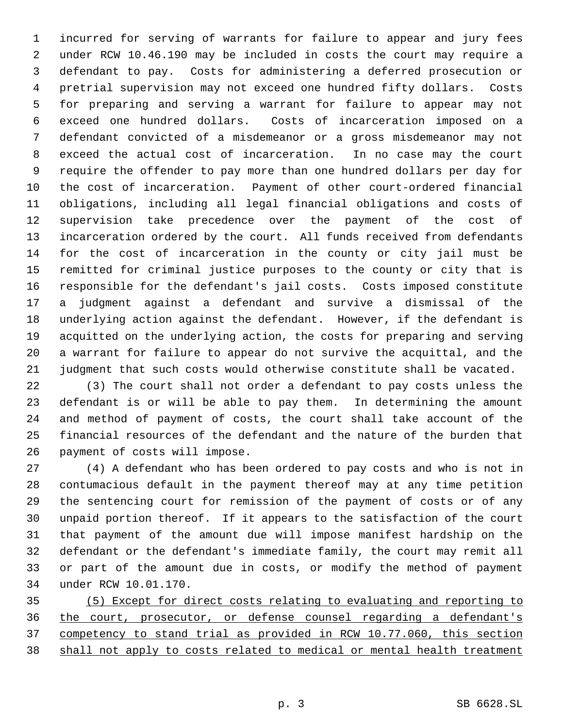incurred for serving of warrants for failure to appear and jury fees under RCW 10.46.190 may be included in costs the court may require a defendant to pay. Costs for administering a deferred prosecution or pretrial supervision may not exceed one hundred fifty dollars. Costs for preparing and serving a warrant for failure to appear may not exceed one hundred dollars. Costs of incarceration imposed on a defendant convicted of a misdemeanor or a gross misdemeanor may not exceed the actual cost of incarceration. In no case may the court require the offender to pay more than one hundred dollars per day for the cost of incarceration. Payment of other court-ordered financial obligations, including all legal financial obligations and costs of supervision take precedence over the payment of the cost of incarceration ordered by the court. All funds received from defendants for the cost of incarceration in the county or city jail must be remitted for criminal justice purposes to the county or city that is responsible for the defendant's jail costs. Costs imposed constitute a judgment against a defendant and survive a dismissal of the underlying action against the defendant. However, if the defendant is acquitted on the underlying action, the costs for preparing and serving a warrant for failure to appear do not survive the acquittal, and the judgment that such costs would otherwise constitute shall be vacated.

(3) The court shall not order a defendant to pay costs unless the defendant is or will be able to pay them. In determining the amount and method of payment of costs, the court shall take account of the financial resources of the defendant and the nature of the burden that payment of costs will impose.

(4) A defendant who has been ordered to pay costs and who is not in contumacious default in the payment thereof may at any time petition the sentencing court for remission of the payment of costs or of any unpaid portion thereof. If it appears to the satisfaction of the court that payment of the amount due will impose manifest hardship on the defendant or the defendant's immediate family, the court may remit all or part of the amount due in costs, or modify the method of payment under RCW 10.01.170.

<u>(5) Except for direct costs relating to evaluating and reporting to the court, prosecutor, or defense counsel regarding a defendant's competency to stand trial as provided in RCW 10.77.060, this section shall not apply to costs related to medical or mental health treatment</u>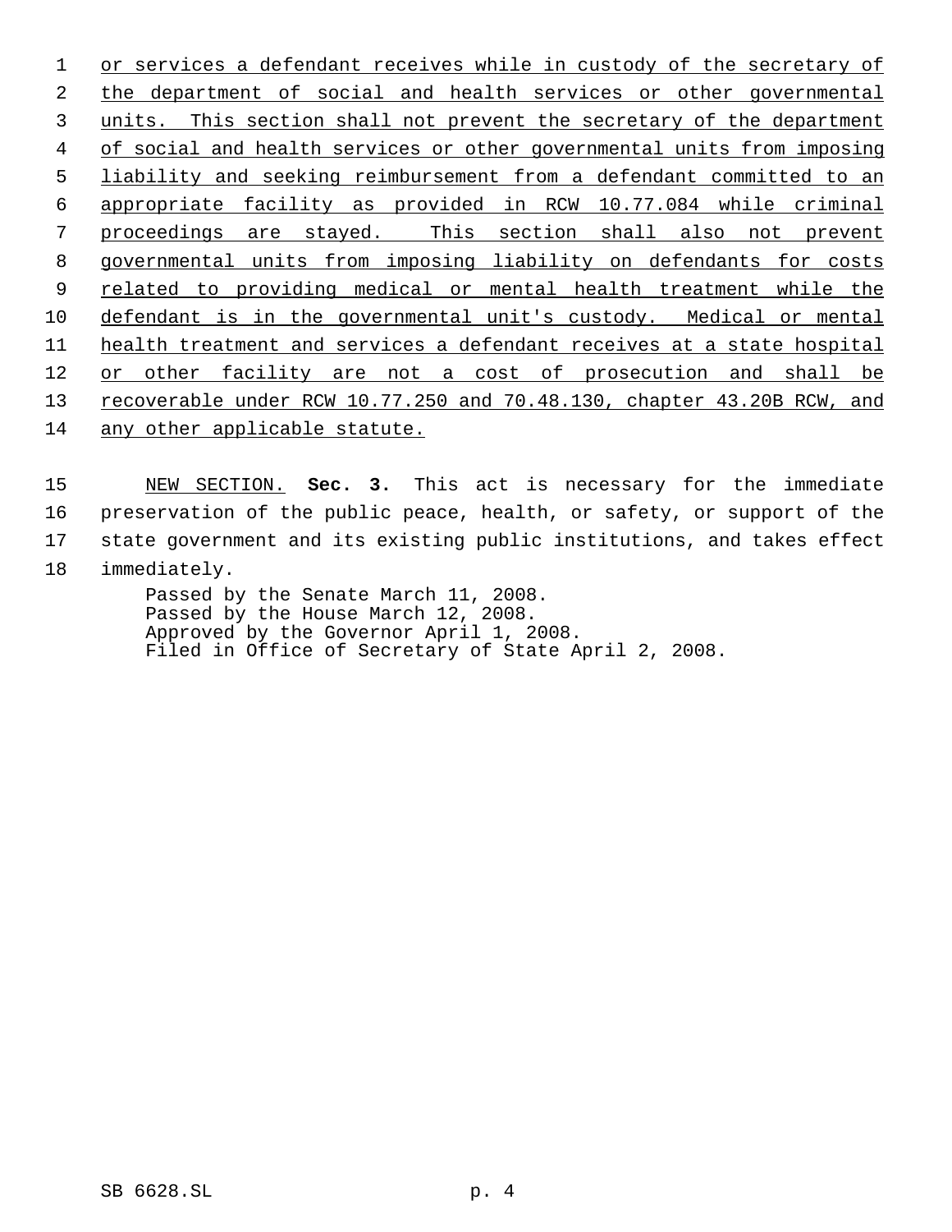or services a defendant receives while in custody of the secretary of the department of social and health services or other governmental units. This section shall not prevent the secretary of the department of social and health services or other governmental units from imposing liability and seeking reimbursement from a defendant committed to an appropriate facility as provided in RCW 10.77.084 while criminal proceedings are stayed. This section shall also not prevent governmental units from imposing liability on defendants for costs related to providing medical or mental health treatment while the defendant is in the governmental unit's custody. Medical or mental health treatment and services a defendant receives at a state hospital or other facility are not a cost of prosecution and shall be recoverable under RCW 10.77.250 and 70.48.130, chapter 43.20B RCW, and any other applicable statute.

NEW SECTION. **Sec. 3.** This act is necessary for the immediate preservation of the public peace, health, or safety, or support of the state government and its existing public institutions, and takes effect immediately.

Passed by the Senate March 11, 2008.
Passed by the House March 12, 2008.
Approved by the Governor April 1, 2008.
Filed in Office of Secretary of State April 2, 2008.